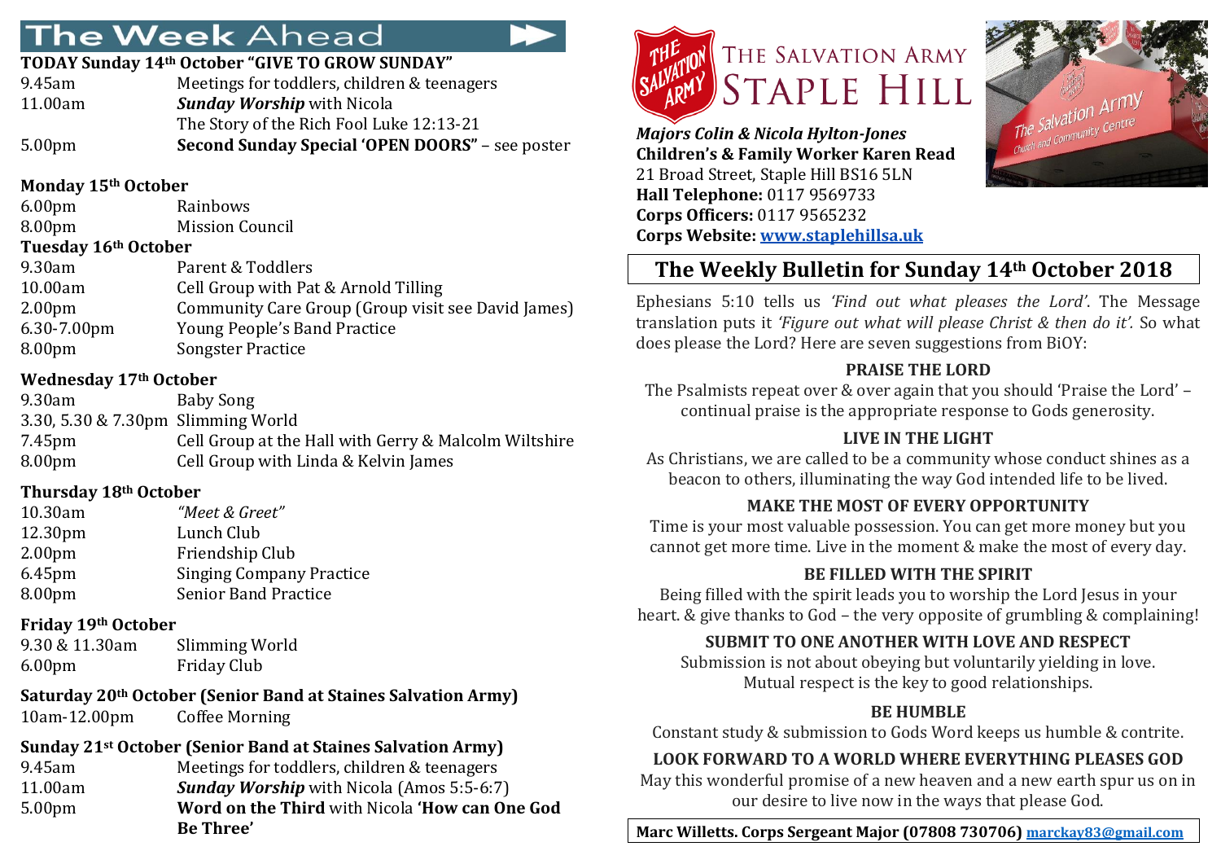# The Week Ahead

**TODAY Sunday 14th October "GIVE TO GROW SUNDAY"**

| | |
|---|---|
| 9.45am | Meetings for toddlers, children & teenagers |
| 11.00am | ***Sunday Worship*** with Nicola |
| | The Story of the Rich Fool Luke 12:13-21 |
| 5.00pm | **Second Sunday Special 'OPEN DOORS"** – see poster |

**Monday 15th October**

| | |
|---|---|
| 6.00pm | Rainbows |
| 8.00pm | Mission Council |

**Tuesday 16th October**

| | |
|---|---|
| 9.30am | Parent & Toddlers |
| 10.00am | Cell Group with Pat & Arnold Tilling |
| 2.00pm | Community Care Group (Group visit see David James) |
| 6.30-7.00pm | Young People's Band Practice |
| 8.00pm | Songster Practice |

**Wednesday 17th October**

| | |
|---|---|
| 9.30am | Baby Song |
| 3.30, 5.30 & 7.30pm | Slimming World |
| 7.45pm | Cell Group at the Hall with Gerry & Malcolm Wiltshire |
| 8.00pm | Cell Group with Linda & Kelvin James |

**Thursday 18th October**

| | |
|---|---|
| 10.30am | *"Meet & Greet"* |
| 12.30pm | Lunch Club |
| 2.00pm | Friendship Club |
| 6.45pm | Singing Company Practice |
| 8.00pm | Senior Band Practice |

**Friday 19th October**

| | |
|---|---|
| 9.30 & 11.30am | Slimming World |
| 6.00pm | Friday Club |

**Saturday 20th October (Senior Band at Staines Salvation Army)**

| | |
|---|---|
| 10am-12.00pm | Coffee Morning |

**Sunday 21st October (Senior Band at Staines Salvation Army)**

| | |
|---|---|
| 9.45am | Meetings for toddlers, children & teenagers |
| 11.00am | ***Sunday Worship*** with Nicola (Amos 5:5-6:7) |
| 5.00pm | **Word on the Third** with Nicola **'How can One God Be Three'** |

# The Salvation Army Staple Hill

***Majors Colin & Nicola Hylton-Jones***
**Children's & Family Worker Karen Read**
21 Broad Street, Staple Hill BS16 5LN
**Hall Telephone:** 0117 9569733
**Corps Officers:** 0117 9565232
**Corps Website:** www.staplehillsa.uk

## The Weekly Bulletin for Sunday 14th October 2018

Ephesians 5:10 tells us *'Find out what pleases the Lord'*. The Message translation puts it *'Figure out what will please Christ & then do it'.* So what does please the Lord? Here are seven suggestions from BiOY:

**PRAISE THE LORD**

The Psalmists repeat over & over again that you should 'Praise the Lord' – continual praise is the appropriate response to Gods generosity.

**LIVE IN THE LIGHT**

As Christians, we are called to be a community whose conduct shines as a beacon to others, illuminating the way God intended life to be lived.

**MAKE THE MOST OF EVERY OPPORTUNITY**

Time is your most valuable possession. You can get more money but you cannot get more time. Live in the moment & make the most of every day.

**BE FILLED WITH THE SPIRIT**

Being filled with the spirit leads you to worship the Lord Jesus in your heart. & give thanks to God – the very opposite of grumbling & complaining!

**SUBMIT TO ONE ANOTHER WITH LOVE AND RESPECT**

Submission is not about obeying but voluntarily yielding in love. Mutual respect is the key to good relationships.

**BE HUMBLE**

Constant study & submission to Gods Word keeps us humble & contrite.

**LOOK FORWARD TO A WORLD WHERE EVERYTHING PLEASES GOD**

May this wonderful promise of a new heaven and a new earth spur us on in our desire to live now in the ways that please God.

**Marc Willetts. Corps Sergeant Major (07808 730706)** marckay83@gmail.com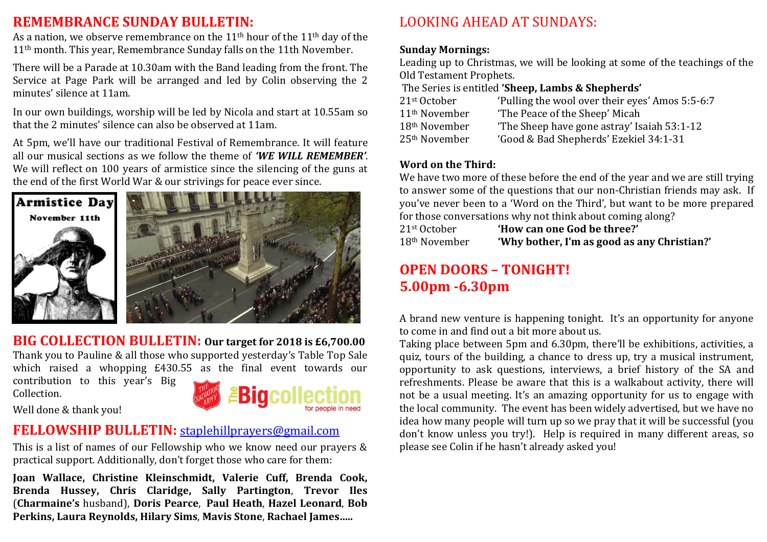## REMEMBRANCE SUNDAY BULLETIN:

As a nation, we observe remembrance on the 11th hour of the 11th day of the 11th month. This year, Remembrance Sunday falls on the 11th November.

There will be a Parade at 10.30am with the Band leading from the front. The Service at Page Park will be arranged and led by Colin observing the 2 minutes' silence at 11am.

In our own buildings, worship will be led by Nicola and start at 10.55am so that the 2 minutes' silence can also be observed at 11am.

At 5pm, we'll have our traditional Festival of Remembrance. It will feature all our musical sections as we follow the theme of ***'WE WILL REMEMBER'***. We will reflect on 100 years of armistice since the silencing of the guns at the end of the first World War & our strivings for peace ever since.

Armistice Day
November 11th

## BIG COLLECTION BULLETIN: Our target for 2018 is £6,700.00

Thank you to Pauline & all those who supported yesterday's Table Top Sale which raised a whopping £430.55 as the final event towards our contribution to this year's Big Collection.

Well done & thank you!

## FELLOWSHIP BULLETIN: staplehillprayers@gmail.com

This is a list of names of our Fellowship who we know need our prayers & practical support. Additionally, don't forget those who care for them:

**Joan Wallace, Christine Kleinschmidt, Valerie Cuff, Brenda Cook, Brenda Hussey, Chris Claridge, Sally Partington**, **Trevor Iles** (**Charmaine's** husband), **Doris Pearce**, **Paul Heath**, **Hazel Leonard**, **Bob Perkins, Laura Reynolds, Hilary Sims**, **Mavis Stone**, **Rachael James…..**

## LOOKING AHEAD AT SUNDAYS:

**Sunday Mornings:**

Leading up to Christmas, we will be looking at some of the teachings of the Old Testament Prophets.

The Series is entitled **'Sheep, Lambs & Shepherds'**

| | |
|---|---|
| 21st October | 'Pulling the wool over their eyes' Amos 5:5-6:7 |
| 11th November | 'The Peace of the Sheep' Micah |
| 18th November | 'The Sheep have gone astray' Isaiah 53:1-12 |
| 25th November | 'Good & Bad Shepherds' Ezekiel 34:1-31 |

**Word on the Third:**

We have two more of these before the end of the year and we are still trying to answer some of the questions that our non-Christian friends may ask. If you've never been to a 'Word on the Third', but want to be more prepared for those conversations why not think about coming along?

| | |
|---|---|
| 21st October | **'How can one God be three?'** |
| 18th November | **'Why bother, I'm as good as any Christian?'** |

## OPEN DOORS – TONIGHT!
## 5.00pm -6.30pm

A brand new venture is happening tonight. It's an opportunity for anyone to come in and find out a bit more about us.

Taking place between 5pm and 6.30pm, there'll be exhibitions, activities, a quiz, tours of the building, a chance to dress up, try a musical instrument, opportunity to ask questions, interviews, a brief history of the SA and refreshments. Please be aware that this is a walkabout activity, there will not be a usual meeting. It's an amazing opportunity for us to engage with the local community. The event has been widely advertised, but we have no idea how many people will turn up so we pray that it will be successful (you don't know unless you try!). Help is required in many different areas, so please see Colin if he hasn't already asked you!